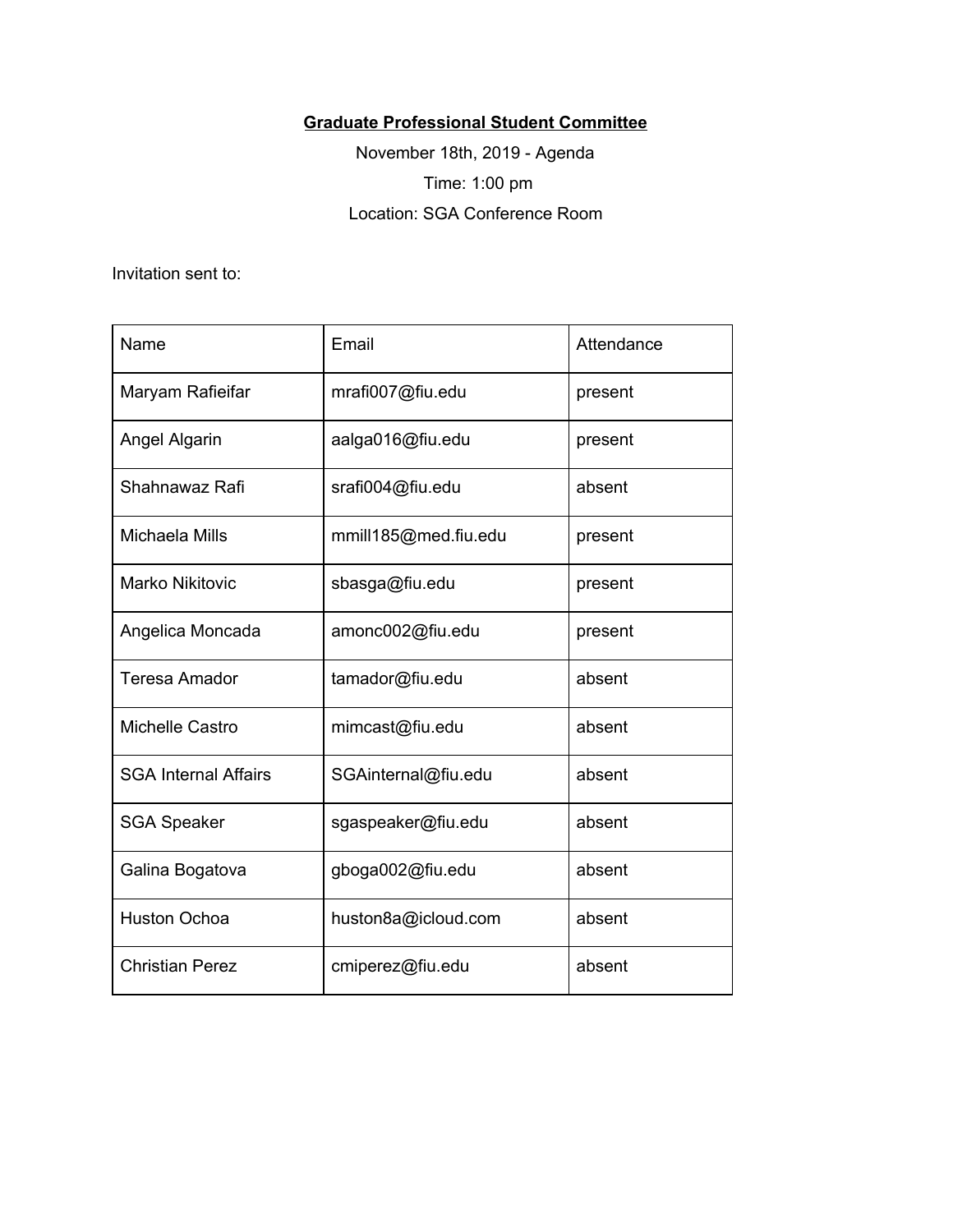**Graduate Professional Student Committee**

November 18th, 2019 - Agenda

Time: 1:00 pm

Location: SGA Conference Room

Invitation sent to:

| Name | Email | Attendance |
|---|---|---|
| Maryam Rafieifar | mrafi007@fiu.edu | present |
| Angel Algarin | aalga016@fiu.edu | present |
| Shahnawaz Rafi | srafi004@fiu.edu | absent |
| Michaela Mills | mmill185@med.fiu.edu | present |
| Marko Nikitovic | sbasga@fiu.edu | present |
| Angelica Moncada | amonc002@fiu.edu | present |
| Teresa Amador | tamador@fiu.edu | absent |
| Michelle Castro | mimcast@fiu.edu | absent |
| SGA Internal Affairs | SGAinternal@fiu.edu | absent |
| SGA Speaker | sgaspeaker@fiu.edu | absent |
| Galina Bogatova | gboga002@fiu.edu | absent |
| Huston Ochoa | huston8a@icloud.com | absent |
| Christian Perez | cmiperez@fiu.edu | absent |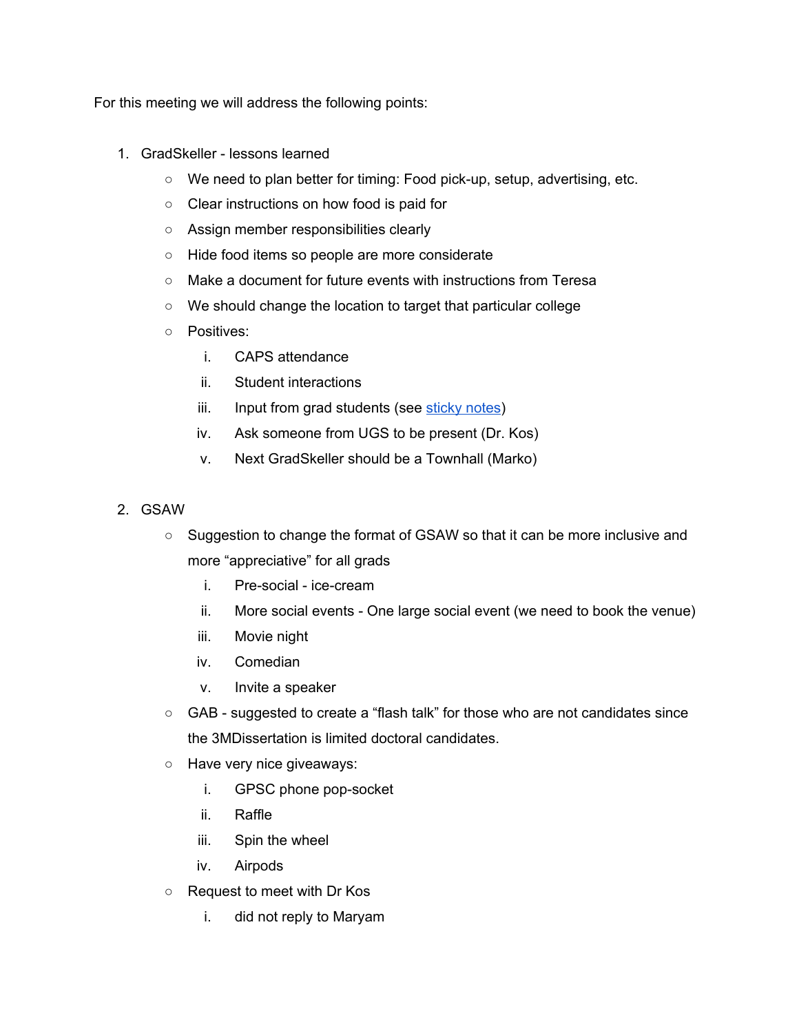For this meeting we will address the following points:

1. GradSkeller - lessons learned
   - We need to plan better for timing: Food pick-up, setup, advertising, etc.
   - Clear instructions on how food is paid for
   - Assign member responsibilities clearly
   - Hide food items so people are more considerate
   - Make a document for future events with instructions from Teresa
   - We should change the location to target that particular college
   - Positives:
     1. CAPS attendance
     2. Student interactions
     3. Input from grad students (see [sticky notes]())
     4. Ask someone from UGS to be present (Dr. Kos)
     5. Next GradSkeller should be a Townhall (Marko)

2. GSAW
   - Suggestion to change the format of GSAW so that it can be more inclusive and more "appreciative" for all grads
     1. Pre-social - ice-cream
     2. More social events - One large social event (we need to book the venue)
     3. Movie night
     4. Comedian
     5. Invite a speaker
   - GAB - suggested to create a "flash talk" for those who are not candidates since the 3MDissertation is limited doctoral candidates.
   - Have very nice giveaways:
     1. GPSC phone pop-socket
     2. Raffle
     3. Spin the wheel
     4. Airpods
   - Request to meet with Dr Kos
     1. did not reply to Maryam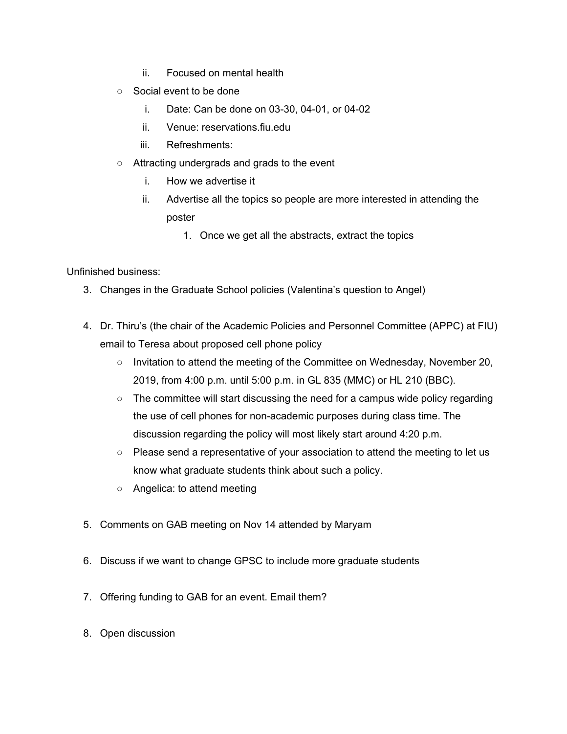ii. Focused on mental health
    - Social event to be done
        i. Date: Can be done on 03-30, 04-01, or 04-02
        ii. Venue: reservations.fiu.edu
        iii. Refreshments:
    - Attracting undergrads and grads to the event
        i. How we advertise it
        ii. Advertise all the topics so people are more interested in attending the poster
            1. Once we get all the abstracts, extract the topics

Unfinished business:

3. Changes in the Graduate School policies (Valentina's question to Angel)

4. Dr. Thiru's (the chair of the Academic Policies and Personnel Committee (APPC) at FIU) email to Teresa about proposed cell phone policy
    - Invitation to attend the meeting of the Committee on Wednesday, November 20, 2019, from 4:00 p.m. until 5:00 p.m. in GL 835 (MMC) or HL 210 (BBC).
    - The committee will start discussing the need for a campus wide policy regarding the use of cell phones for non-academic purposes during class time. The discussion regarding the policy will most likely start around 4:20 p.m.
    - Please send a representative of your association to attend the meeting to let us know what graduate students think about such a policy.
    - Angelica: to attend meeting

5. Comments on GAB meeting on Nov 14 attended by Maryam

6. Discuss if we want to change GPSC to include more graduate students

7. Offering funding to GAB for an event. Email them?

8. Open discussion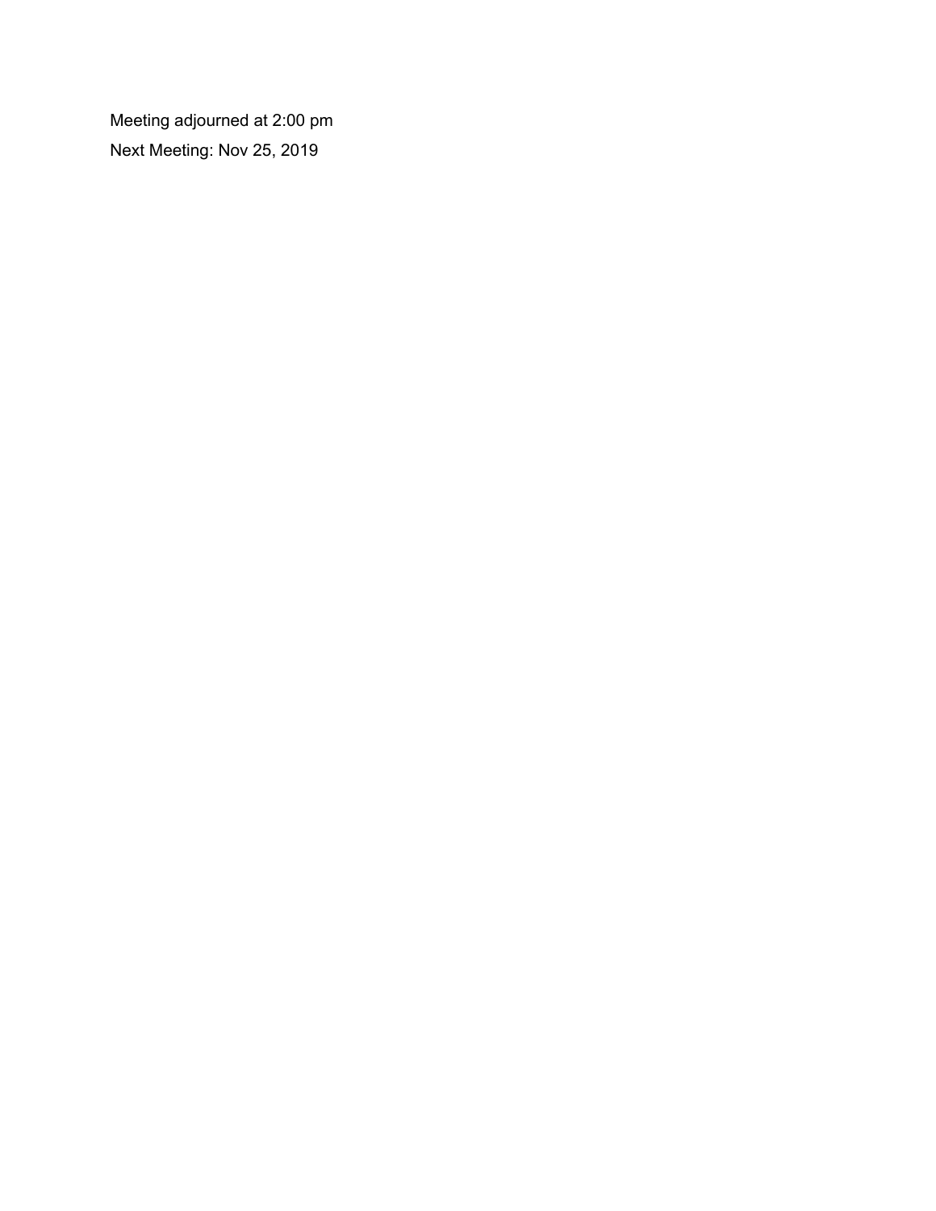Meeting adjourned at 2:00 pm

Next Meeting: Nov 25, 2019